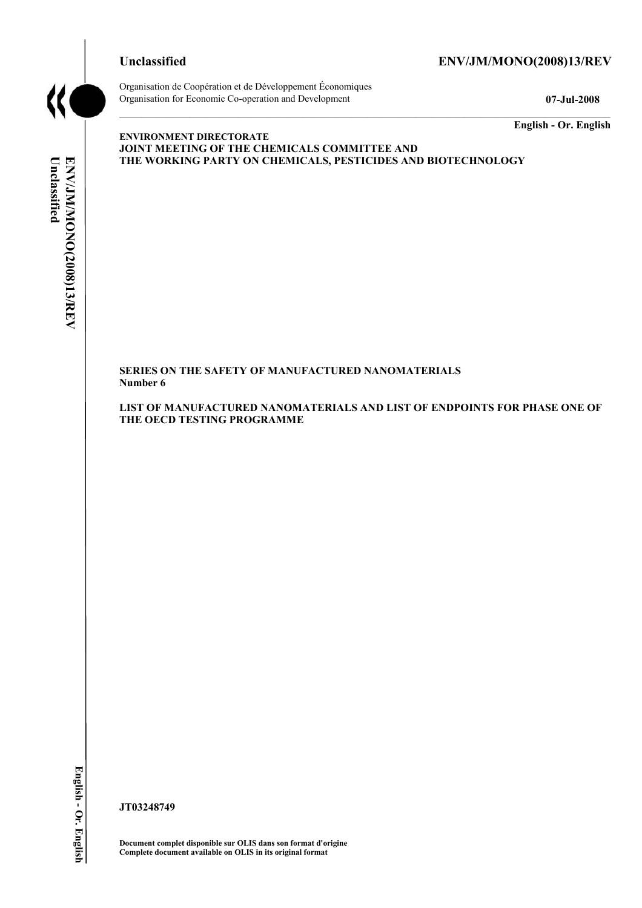**Unclassified** **ENV/JM/MONO(2008)13/REV**

Organisation de Coopération et de Développement Économiques
Organisation for Economic Co-operation and Development **07-Jul-2008**

**English - Or. English**

**ENVIRONMENT DIRECTORATE**
**JOINT MEETING OF THE CHEMICALS COMMITTEE AND**
**THE WORKING PARTY ON CHEMICALS, PESTICIDES AND BIOTECHNOLOGY**

**SERIES ON THE SAFETY OF MANUFACTURED NANOMATERIALS**
**Number 6**

**LIST OF MANUFACTURED NANOMATERIALS AND LIST OF ENDPOINTS FOR PHASE ONE OF THE OECD TESTING PROGRAMME**

**JT03248749**

**Document complet disponible sur OLIS dans son format d'origine**
**Complete document available on OLIS in its original format**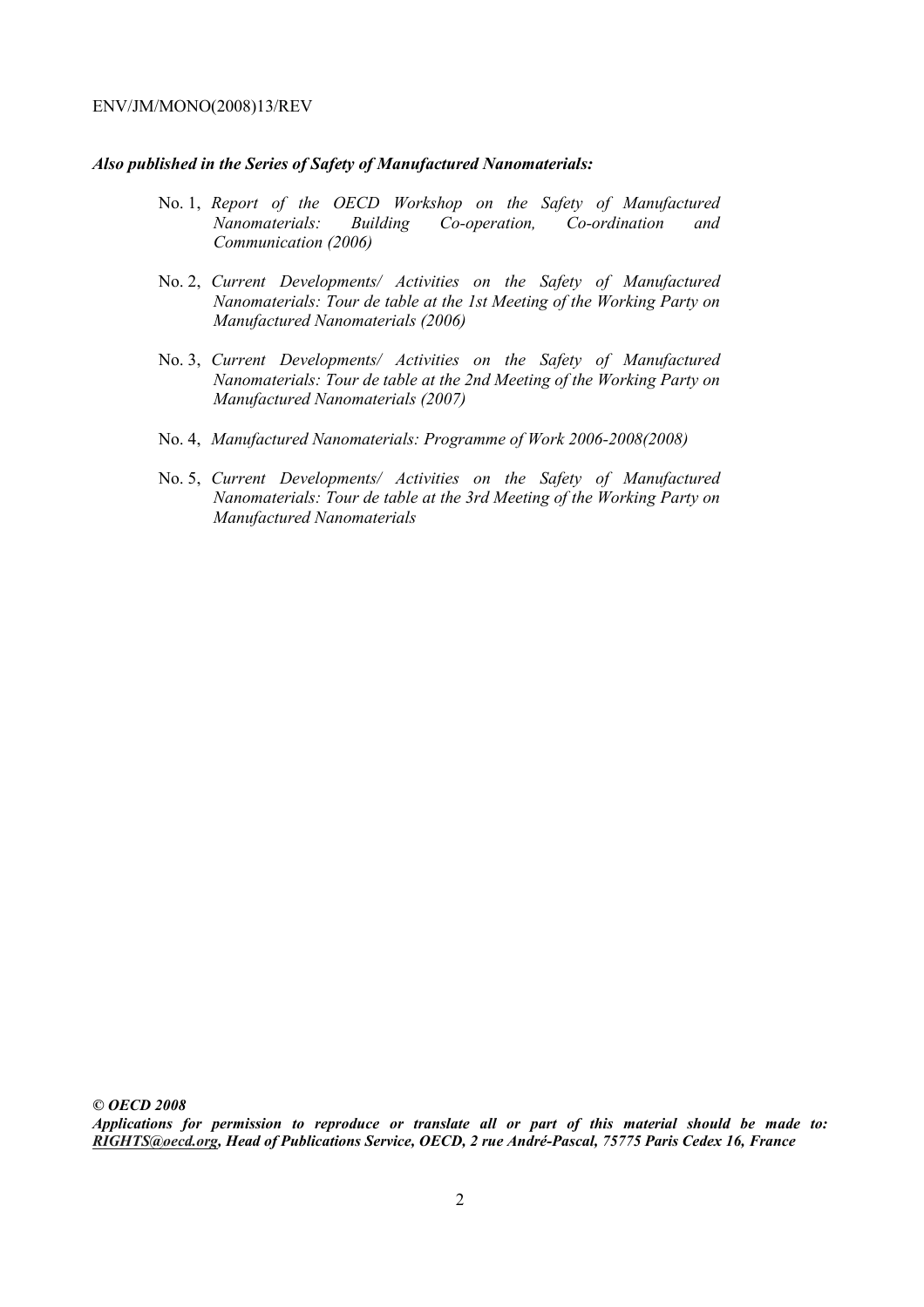***Also published in the Series of Safety of Manufactured Nanomaterials:***

No. 1, *Report of the OECD Workshop on the Safety of Manufactured Nanomaterials: Building Co-operation, Co-ordination and Communication (2006)*

No. 2, *Current Developments/ Activities on the Safety of Manufactured Nanomaterials: Tour de table at the 1st Meeting of the Working Party on Manufactured Nanomaterials (2006)*

No. 3, *Current Developments/ Activities on the Safety of Manufactured Nanomaterials: Tour de table at the 2nd Meeting of the Working Party on Manufactured Nanomaterials (2007)*

No. 4, *Manufactured Nanomaterials: Programme of Work 2006-2008(2008)*

No. 5, *Current Developments/ Activities on the Safety of Manufactured Nanomaterials: Tour de table at the 3rd Meeting of the Working Party on Manufactured Nanomaterials*

***© OECD 2008***

***Applications for permission to reproduce or translate all or part of this material should be made to: RIGHTS@oecd.org, Head of Publications Service, OECD, 2 rue André-Pascal, 75775 Paris Cedex 16, France***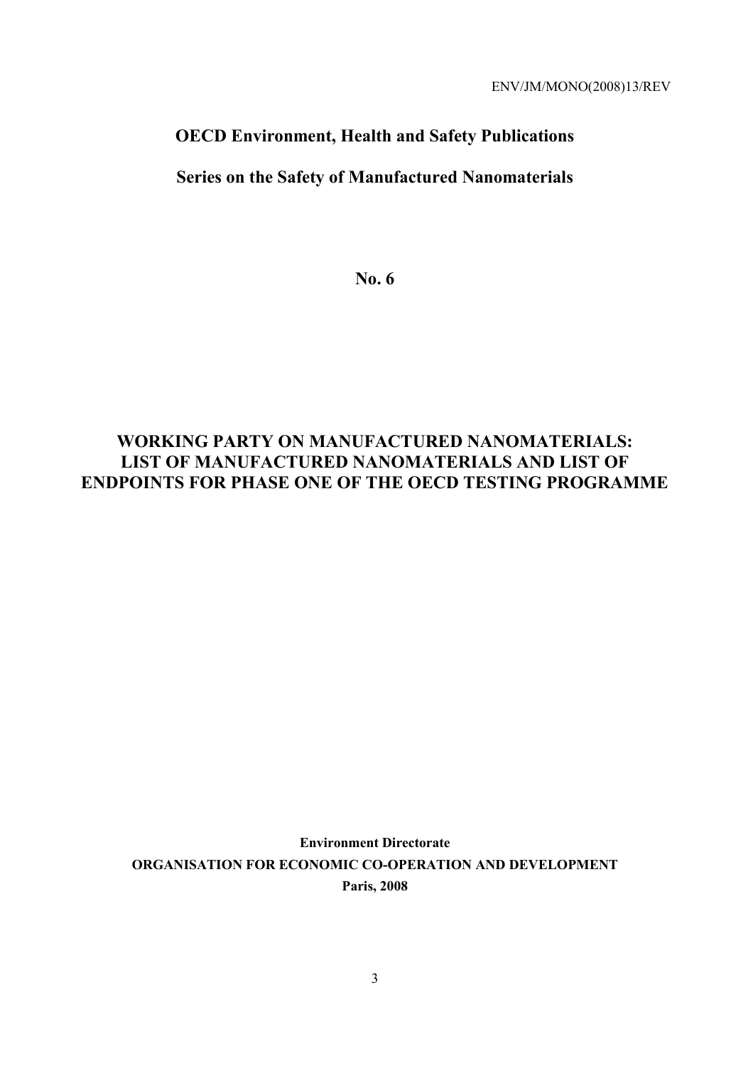ENV/JM/MONO(2008)13/REV

**OECD Environment, Health and Safety Publications**

**Series on the Safety of Manufactured Nanomaterials**

**No. 6**

# WORKING PARTY ON MANUFACTURED NANOMATERIALS: LIST OF MANUFACTURED NANOMATERIALS AND LIST OF ENDPOINTS FOR PHASE ONE OF THE OECD TESTING PROGRAMME

**Environment Directorate**

**ORGANISATION FOR ECONOMIC CO-OPERATION AND DEVELOPMENT**

**Paris, 2008**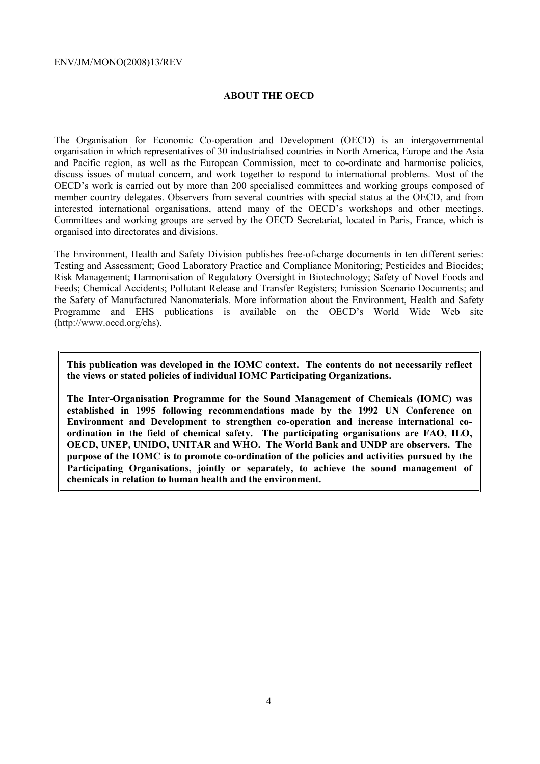## ABOUT THE OECD

The Organisation for Economic Co-operation and Development (OECD) is an intergovernmental organisation in which representatives of 30 industrialised countries in North America, Europe and the Asia and Pacific region, as well as the European Commission, meet to co-ordinate and harmonise policies, discuss issues of mutual concern, and work together to respond to international problems. Most of the OECD's work is carried out by more than 200 specialised committees and working groups composed of member country delegates. Observers from several countries with special status at the OECD, and from interested international organisations, attend many of the OECD's workshops and other meetings. Committees and working groups are served by the OECD Secretariat, located in Paris, France, which is organised into directorates and divisions.

The Environment, Health and Safety Division publishes free-of-charge documents in ten different series: Testing and Assessment; Good Laboratory Practice and Compliance Monitoring; Pesticides and Biocides; Risk Management; Harmonisation of Regulatory Oversight in Biotechnology; Safety of Novel Foods and Feeds; Chemical Accidents; Pollutant Release and Transfer Registers; Emission Scenario Documents; and the Safety of Manufactured Nanomaterials. More information about the Environment, Health and Safety Programme and EHS publications is available on the OECD's World Wide Web site (http://www.oecd.org/ehs).

**This publication was developed in the IOMC context. The contents do not necessarily reflect the views or stated policies of individual IOMC Participating Organizations.**

**The Inter-Organisation Programme for the Sound Management of Chemicals (IOMC) was established in 1995 following recommendations made by the 1992 UN Conference on Environment and Development to strengthen co-operation and increase international co-ordination in the field of chemical safety. The participating organisations are FAO, ILO, OECD, UNEP, UNIDO, UNITAR and WHO. The World Bank and UNDP are observers. The purpose of the IOMC is to promote co-ordination of the policies and activities pursued by the Participating Organisations, jointly or separately, to achieve the sound management of chemicals in relation to human health and the environment.**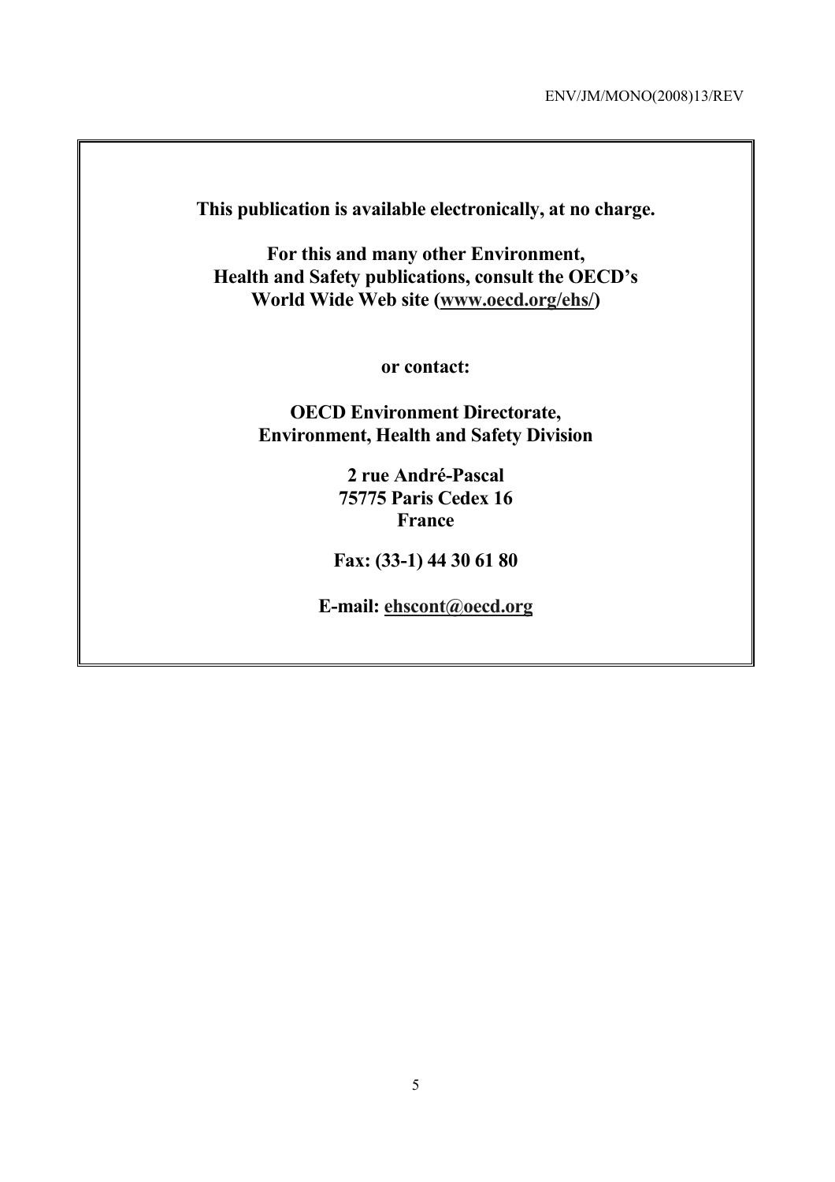**This publication is available electronically, at no charge.**

**For this and many other Environment, Health and Safety publications, consult the OECD's World Wide Web site (www.oecd.org/ehs/)**

**or contact:**

**OECD Environment Directorate, Environment, Health and Safety Division**

**2 rue André-Pascal**
**75775 Paris Cedex 16**
**France**

**Fax: (33-1) 44 30 61 80**

**E-mail: ehscont@oecd.org**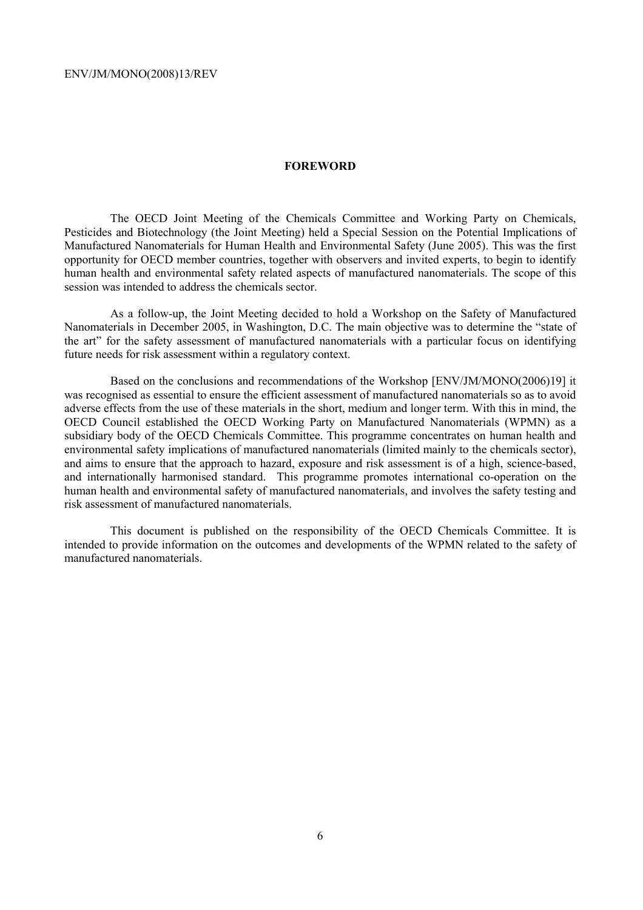## FOREWORD

The OECD Joint Meeting of the Chemicals Committee and Working Party on Chemicals, Pesticides and Biotechnology (the Joint Meeting) held a Special Session on the Potential Implications of Manufactured Nanomaterials for Human Health and Environmental Safety (June 2005). This was the first opportunity for OECD member countries, together with observers and invited experts, to begin to identify human health and environmental safety related aspects of manufactured nanomaterials. The scope of this session was intended to address the chemicals sector.

As a follow-up, the Joint Meeting decided to hold a Workshop on the Safety of Manufactured Nanomaterials in December 2005, in Washington, D.C. The main objective was to determine the "state of the art" for the safety assessment of manufactured nanomaterials with a particular focus on identifying future needs for risk assessment within a regulatory context.

Based on the conclusions and recommendations of the Workshop [ENV/JM/MONO(2006)19] it was recognised as essential to ensure the efficient assessment of manufactured nanomaterials so as to avoid adverse effects from the use of these materials in the short, medium and longer term. With this in mind, the OECD Council established the OECD Working Party on Manufactured Nanomaterials (WPMN) as a subsidiary body of the OECD Chemicals Committee. This programme concentrates on human health and environmental safety implications of manufactured nanomaterials (limited mainly to the chemicals sector), and aims to ensure that the approach to hazard, exposure and risk assessment is of a high, science-based, and internationally harmonised standard. This programme promotes international co-operation on the human health and environmental safety of manufactured nanomaterials, and involves the safety testing and risk assessment of manufactured nanomaterials.

This document is published on the responsibility of the OECD Chemicals Committee. It is intended to provide information on the outcomes and developments of the WPMN related to the safety of manufactured nanomaterials.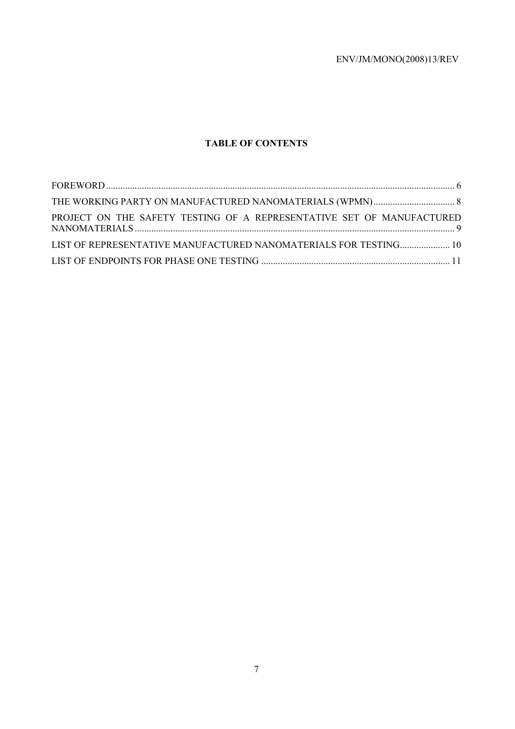**TABLE OF CONTENTS**

FOREWORD ........................................................................................................................................... 6

THE WORKING PARTY ON MANUFACTURED NANOMATERIALS (WPMN) ................................. 8

PROJECT ON THE SAFETY TESTING OF A REPRESENTATIVE SET OF MANUFACTURED NANOMATERIALS ........................................................................................................................... 9

LIST OF REPRESENTATIVE MANUFACTURED NANOMATERIALS FOR TESTING .................... 10

LIST OF ENDPOINTS FOR PHASE ONE TESTING ............................................................................. 11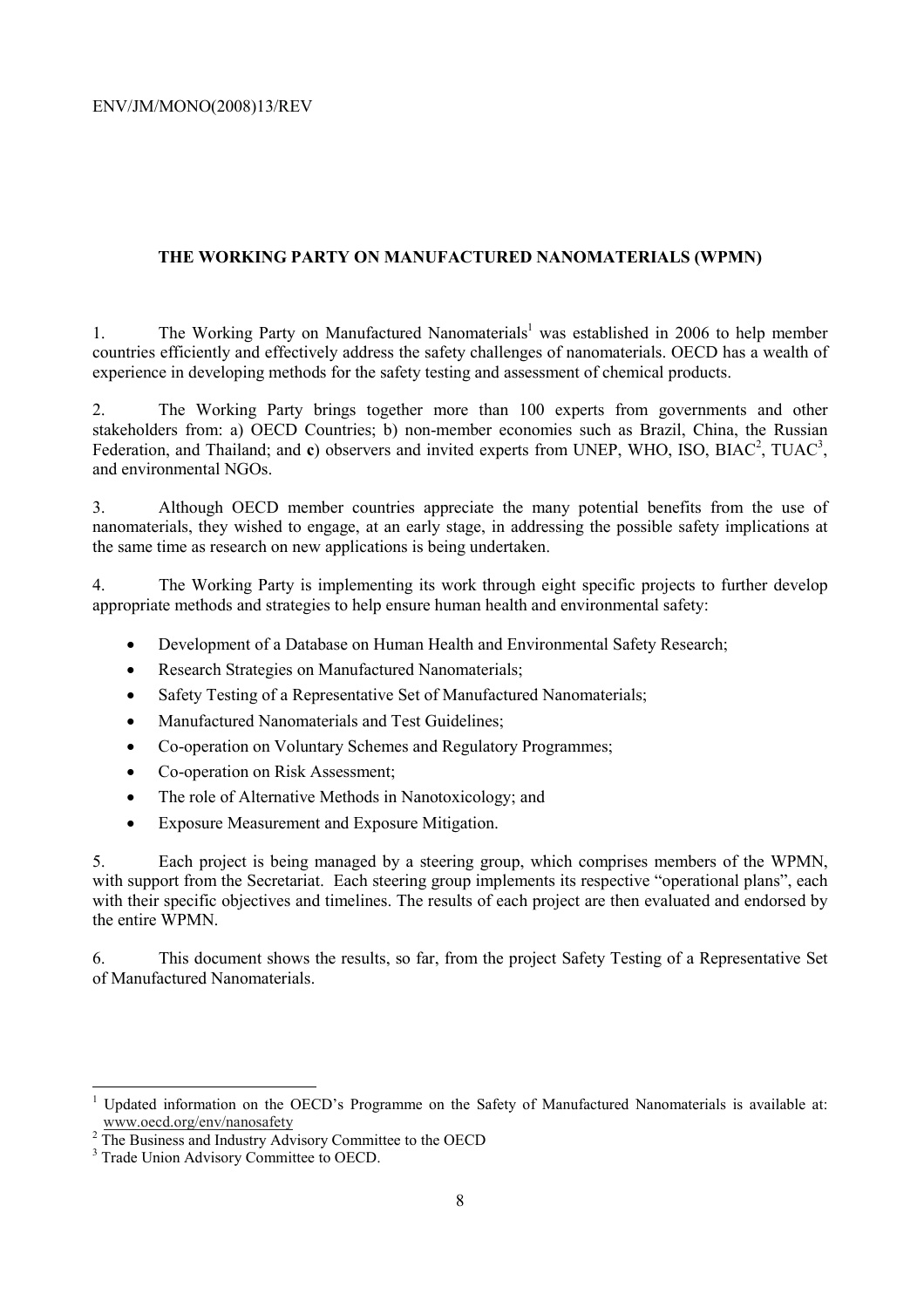## THE WORKING PARTY ON MANUFACTURED NANOMATERIALS (WPMN)

1. The Working Party on Manufactured Nanomaterials[1] was established in 2006 to help member countries efficiently and effectively address the safety challenges of nanomaterials. OECD has a wealth of experience in developing methods for the safety testing and assessment of chemical products.

2. The Working Party brings together more than 100 experts from governments and other stakeholders from: a) OECD Countries; b) non-member economies such as Brazil, China, the Russian Federation, and Thailand; and **c**) observers and invited experts from UNEP, WHO, ISO, BIAC[2], TUAC[3], and environmental NGOs.

3. Although OECD member countries appreciate the many potential benefits from the use of nanomaterials, they wished to engage, at an early stage, in addressing the possible safety implications at the same time as research on new applications is being undertaken.

4. The Working Party is implementing its work through eight specific projects to further develop appropriate methods and strategies to help ensure human health and environmental safety:

- Development of a Database on Human Health and Environmental Safety Research;
- Research Strategies on Manufactured Nanomaterials;
- Safety Testing of a Representative Set of Manufactured Nanomaterials;
- Manufactured Nanomaterials and Test Guidelines;
- Co-operation on Voluntary Schemes and Regulatory Programmes;
- Co-operation on Risk Assessment;
- The role of Alternative Methods in Nanotoxicology; and
- Exposure Measurement and Exposure Mitigation.

5. Each project is being managed by a steering group, which comprises members of the WPMN, with support from the Secretariat. Each steering group implements its respective "operational plans", each with their specific objectives and timelines. The results of each project are then evaluated and endorsed by the entire WPMN.

6. This document shows the results, so far, from the project Safety Testing of a Representative Set of Manufactured Nanomaterials.

---

[1] Updated information on the OECD's Programme on the Safety of Manufactured Nanomaterials is available at: www.oecd.org/env/nanosafety

[2] The Business and Industry Advisory Committee to the OECD

[3] Trade Union Advisory Committee to OECD.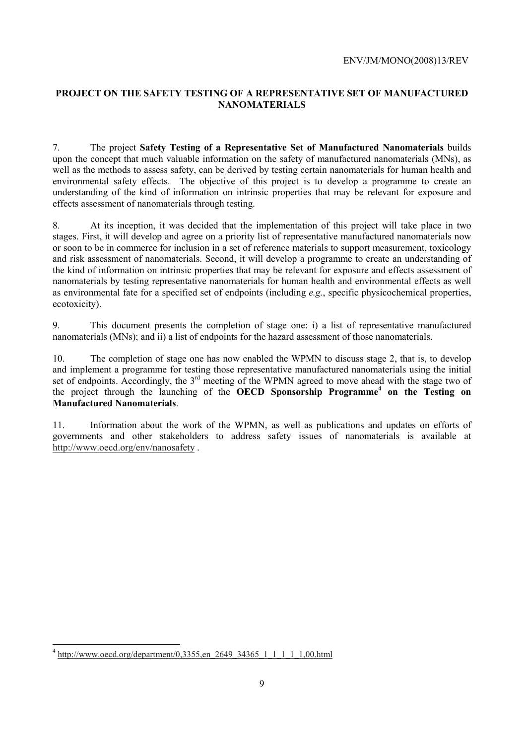## PROJECT ON THE SAFETY TESTING OF A REPRESENTATIVE SET OF MANUFACTURED NANOMATERIALS

7. The project **Safety Testing of a Representative Set of Manufactured Nanomaterials** builds upon the concept that much valuable information on the safety of manufactured nanomaterials (MNs), as well as the methods to assess safety, can be derived by testing certain nanomaterials for human health and environmental safety effects. The objective of this project is to develop a programme to create an understanding of the kind of information on intrinsic properties that may be relevant for exposure and effects assessment of nanomaterials through testing.

8. At its inception, it was decided that the implementation of this project will take place in two stages. First, it will develop and agree on a priority list of representative manufactured nanomaterials now or soon to be in commerce for inclusion in a set of reference materials to support measurement, toxicology and risk assessment of nanomaterials. Second, it will develop a programme to create an understanding of the kind of information on intrinsic properties that may be relevant for exposure and effects assessment of nanomaterials by testing representative nanomaterials for human health and environmental effects as well as environmental fate for a specified set of endpoints (including *e.g.*, specific physicochemical properties, ecotoxicity).

9. This document presents the completion of stage one: i) a list of representative manufactured nanomaterials (MNs); and ii) a list of endpoints for the hazard assessment of those nanomaterials.

10. The completion of stage one has now enabled the WPMN to discuss stage 2, that is, to develop and implement a programme for testing those representative manufactured nanomaterials using the initial set of endpoints. Accordingly, the 3rd meeting of the WPMN agreed to move ahead with the stage two of the project through the launching of the **OECD Sponsorship Programme**[4] **on the Testing on Manufactured Nanomaterials**.

11. Information about the work of the WPMN, as well as publications and updates on efforts of governments and other stakeholders to address safety issues of nanomaterials is available at http://www.oecd.org/env/nanosafety .

---

[4] http://www.oecd.org/department/0,3355,en_2649_34365_1_1_1_1_1,00.html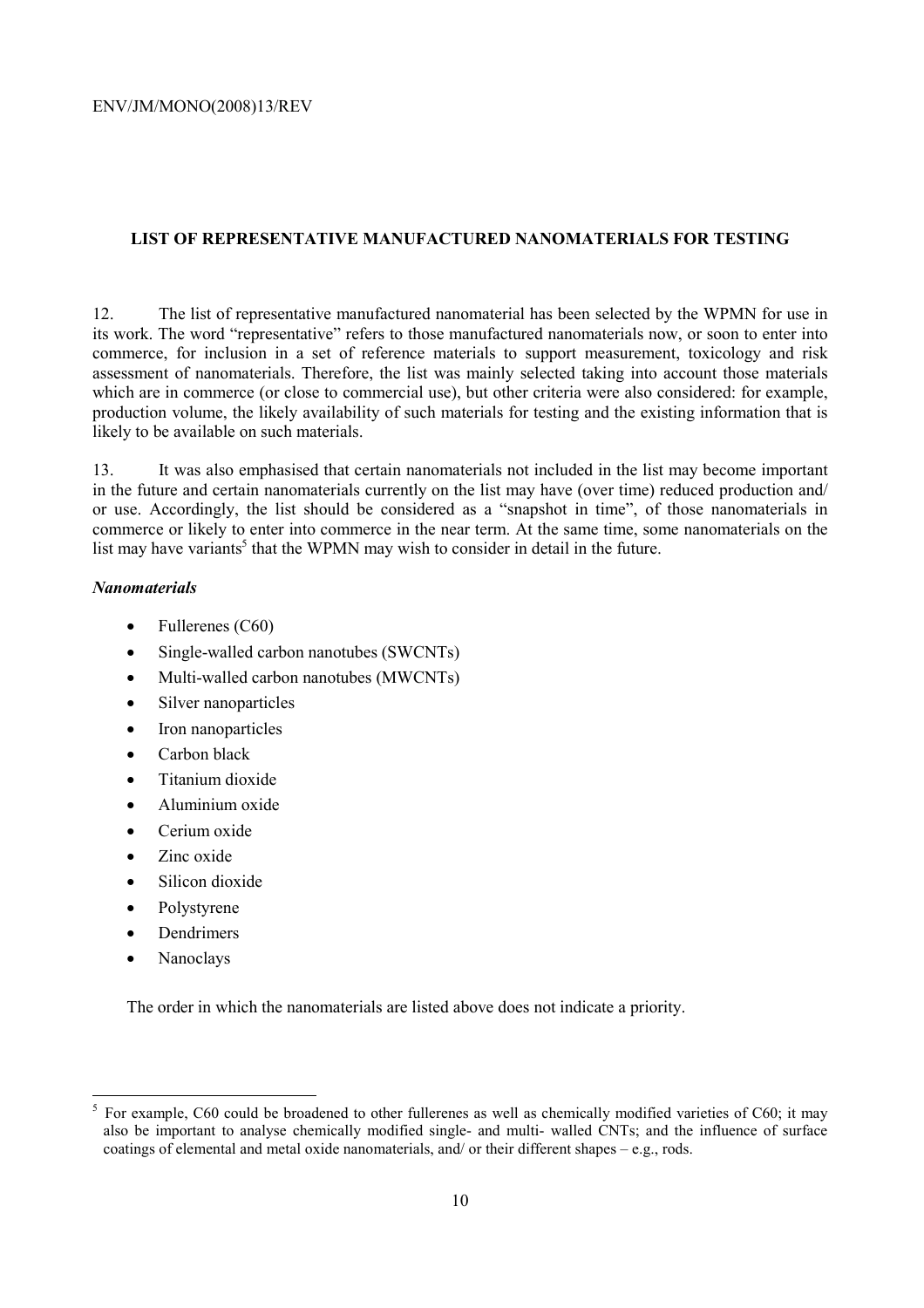## LIST OF REPRESENTATIVE MANUFACTURED NANOMATERIALS FOR TESTING

12. The list of representative manufactured nanomaterial has been selected by the WPMN for use in its work. The word "representative" refers to those manufactured nanomaterials now, or soon to enter into commerce, for inclusion in a set of reference materials to support measurement, toxicology and risk assessment of nanomaterials. Therefore, the list was mainly selected taking into account those materials which are in commerce (or close to commercial use), but other criteria were also considered: for example, production volume, the likely availability of such materials for testing and the existing information that is likely to be available on such materials.

13. It was also emphasised that certain nanomaterials not included in the list may become important in the future and certain nanomaterials currently on the list may have (over time) reduced production and/ or use. Accordingly, the list should be considered as a "snapshot in time", of those nanomaterials in commerce or likely to enter into commerce in the near term. At the same time, some nanomaterials on the list may have variants[5] that the WPMN may wish to consider in detail in the future.

### *Nanomaterials*

- Fullerenes (C60)
- Single-walled carbon nanotubes (SWCNTs)
- Multi-walled carbon nanotubes (MWCNTs)
- Silver nanoparticles
- Iron nanoparticles
- Carbon black
- Titanium dioxide
- Aluminium oxide
- Cerium oxide
- Zinc oxide
- Silicon dioxide
- Polystyrene
- Dendrimers
- Nanoclays

The order in which the nanomaterials are listed above does not indicate a priority.

---

[5] For example, C60 could be broadened to other fullerenes as well as chemically modified varieties of C60; it may also be important to analyse chemically modified single- and multi- walled CNTs; and the influence of surface coatings of elemental and metal oxide nanomaterials, and/ or their different shapes – e.g., rods.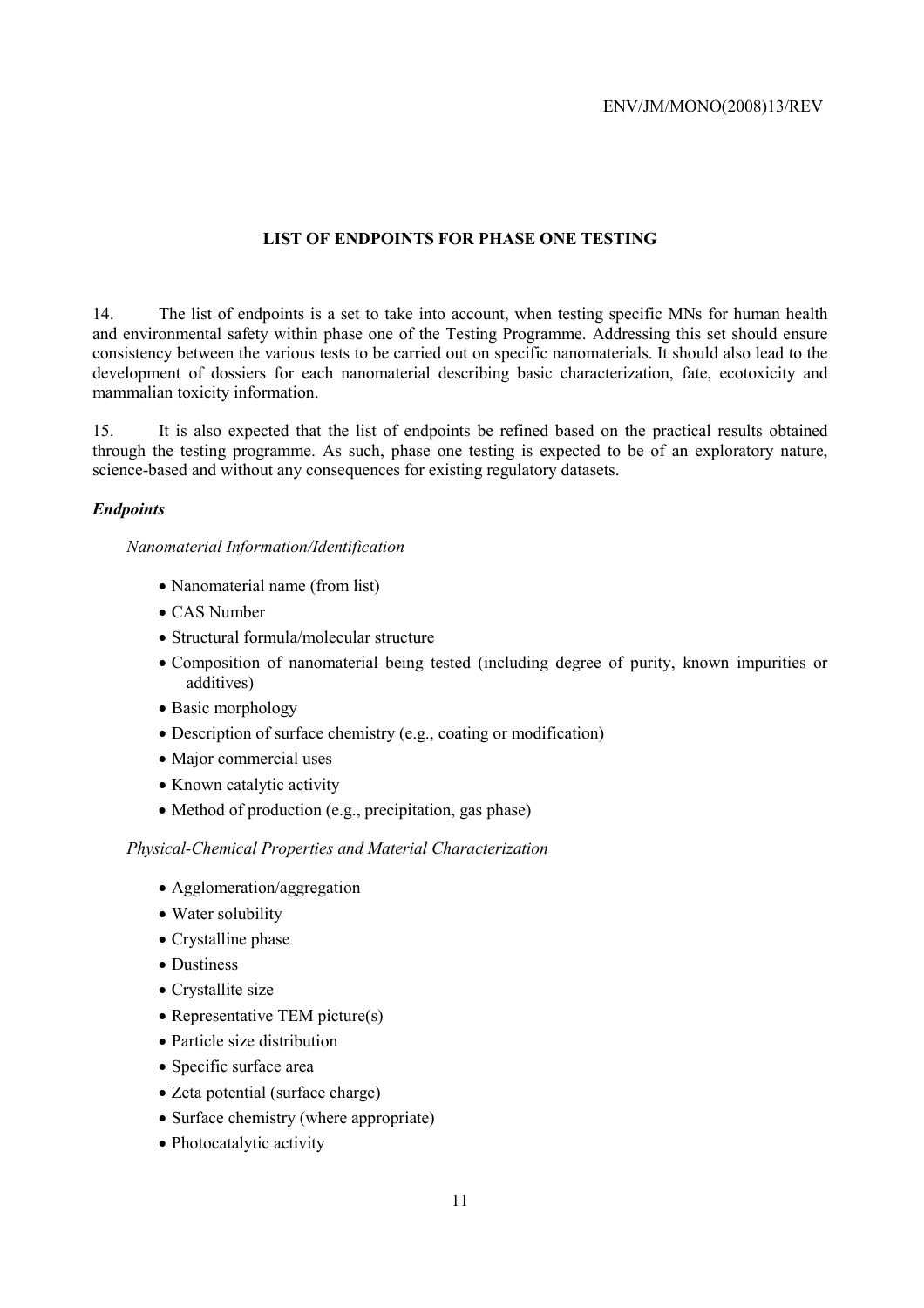## LIST OF ENDPOINTS FOR PHASE ONE TESTING

14. The list of endpoints is a set to take into account, when testing specific MNs for human health and environmental safety within phase one of the Testing Programme. Addressing this set should ensure consistency between the various tests to be carried out on specific nanomaterials. It should also lead to the development of dossiers for each nanomaterial describing basic characterization, fate, ecotoxicity and mammalian toxicity information.

15. It is also expected that the list of endpoints be refined based on the practical results obtained through the testing programme. As such, phase one testing is expected to be of an exploratory nature, science-based and without any consequences for existing regulatory datasets.

### *Endpoints*

*Nanomaterial Information/Identification*

- Nanomaterial name (from list)
- CAS Number
- Structural formula/molecular structure
- Composition of nanomaterial being tested (including degree of purity, known impurities or additives)
- Basic morphology
- Description of surface chemistry (e.g., coating or modification)
- Major commercial uses
- Known catalytic activity
- Method of production (e.g., precipitation, gas phase)

*Physical-Chemical Properties and Material Characterization*

- Agglomeration/aggregation
- Water solubility
- Crystalline phase
- Dustiness
- Crystallite size
- Representative TEM picture(s)
- Particle size distribution
- Specific surface area
- Zeta potential (surface charge)
- Surface chemistry (where appropriate)
- Photocatalytic activity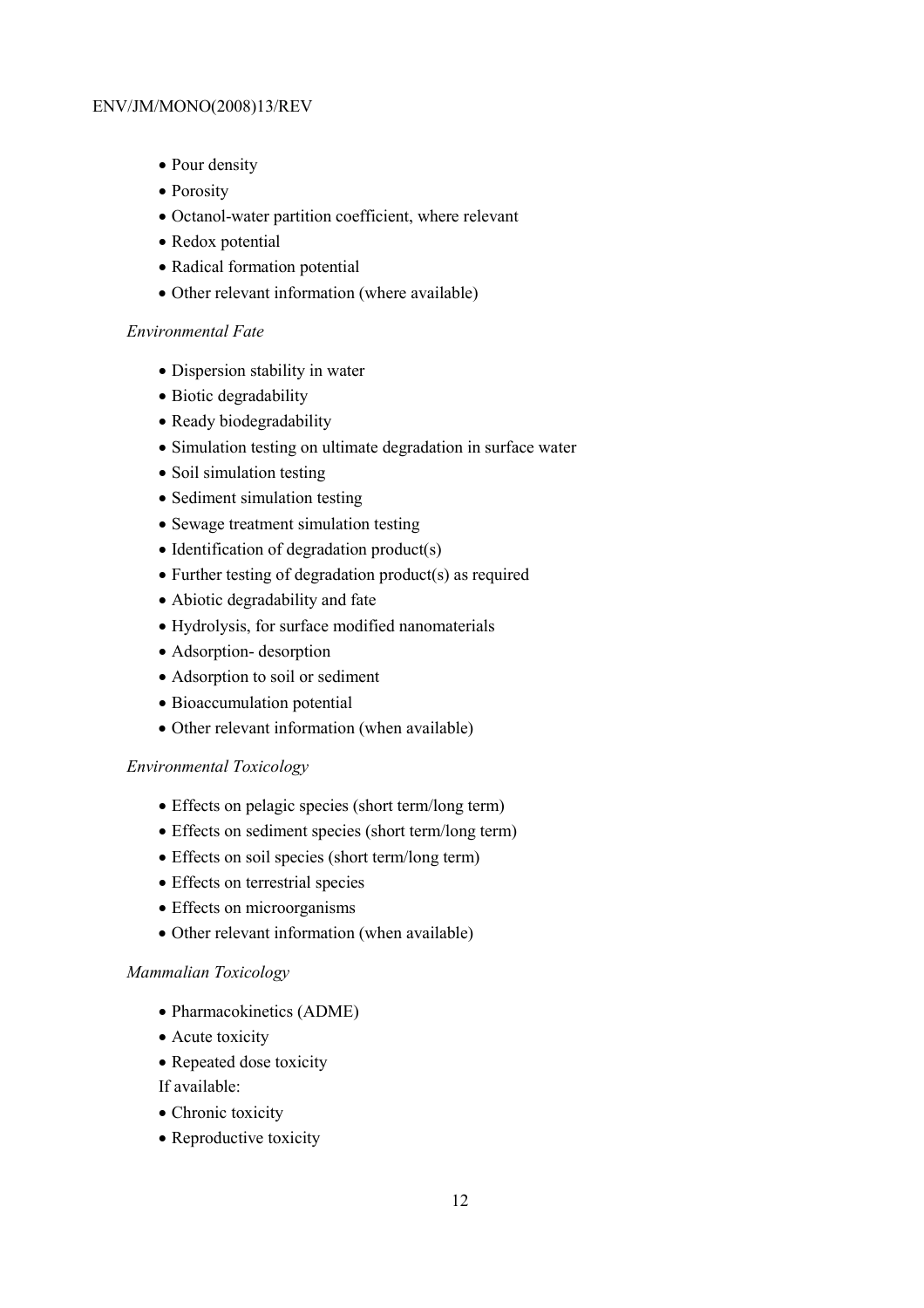- Pour density
- Porosity
- Octanol-water partition coefficient, where relevant
- Redox potential
- Radical formation potential
- Other relevant information (where available)

*Environmental Fate*

- Dispersion stability in water
- Biotic degradability
- Ready biodegradability
- Simulation testing on ultimate degradation in surface water
- Soil simulation testing
- Sediment simulation testing
- Sewage treatment simulation testing
- Identification of degradation product(s)
- Further testing of degradation product(s) as required
- Abiotic degradability and fate
- Hydrolysis, for surface modified nanomaterials
- Adsorption- desorption
- Adsorption to soil or sediment
- Bioaccumulation potential
- Other relevant information (when available)

*Environmental Toxicology*

- Effects on pelagic species (short term/long term)
- Effects on sediment species (short term/long term)
- Effects on soil species (short term/long term)
- Effects on terrestrial species
- Effects on microorganisms
- Other relevant information (when available)

*Mammalian Toxicology*

- Pharmacokinetics (ADME)
- Acute toxicity
- Repeated dose toxicity

If available:

- Chronic toxicity
- Reproductive toxicity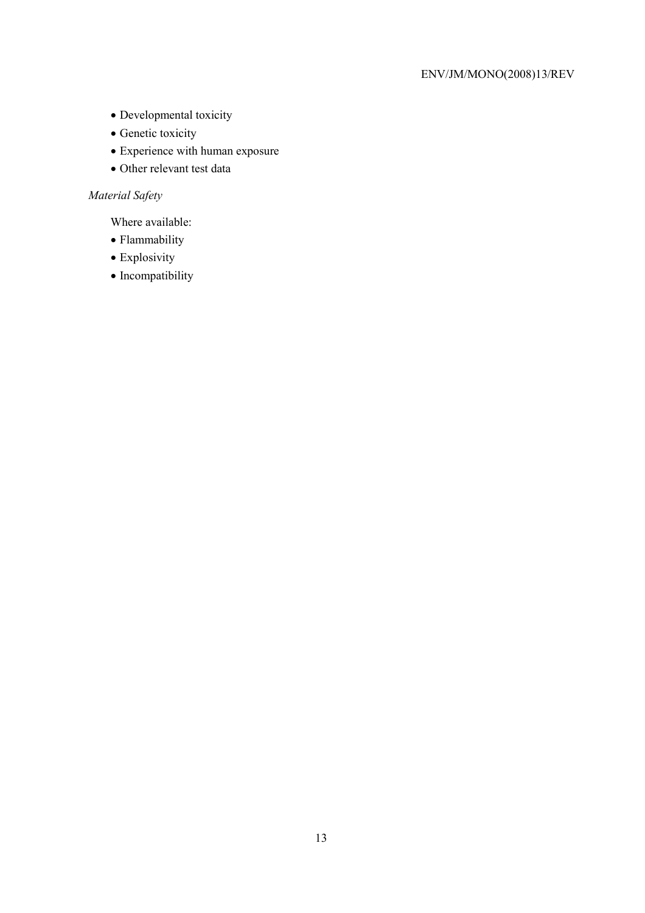- Developmental toxicity
- Genetic toxicity
- Experience with human exposure
- Other relevant test data

*Material Safety*

Where available:

- Flammability
- Explosivity
- Incompatibility